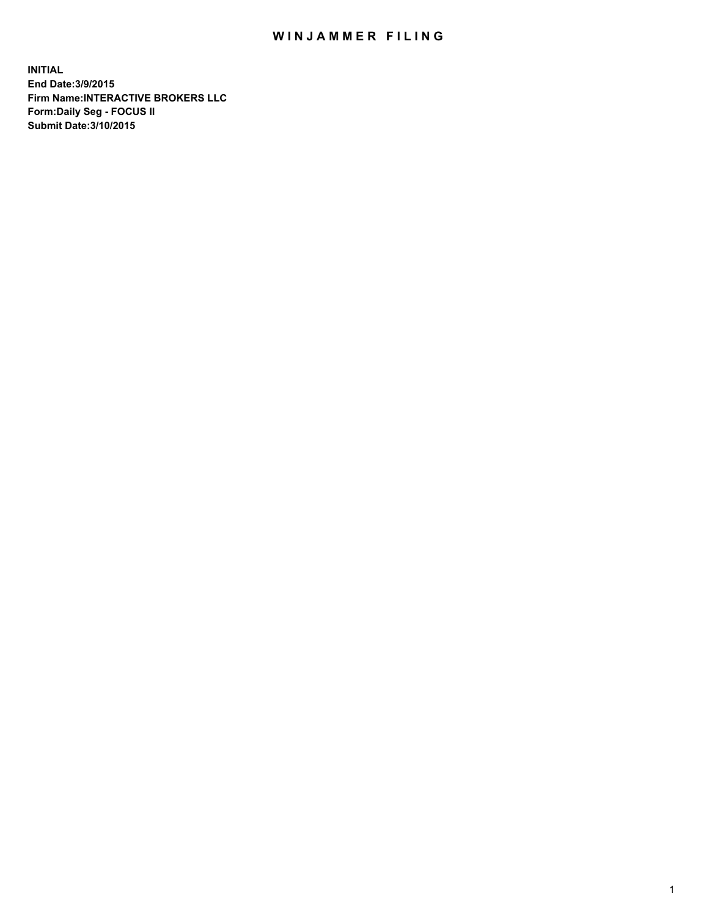# WINJAMMER FILING

**INITIAL**
**End Date:3/9/2015**
**Firm Name:INTERACTIVE BROKERS LLC**
**Form:Daily Seg - FOCUS II**
**Submit Date:3/10/2015**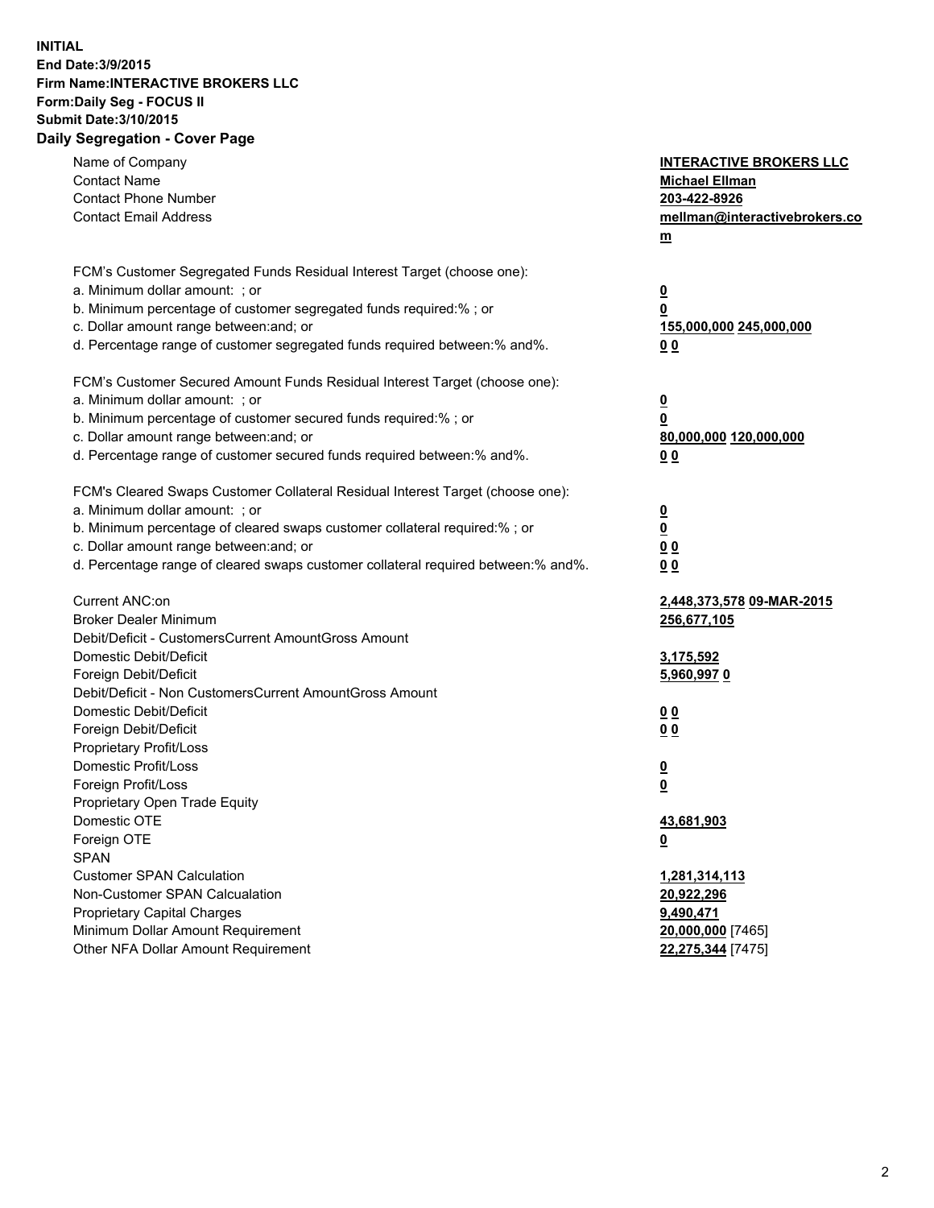**INITIAL**
**End Date:3/9/2015**
**Firm Name:INTERACTIVE BROKERS LLC**
**Form:Daily Seg - FOCUS II**
**Submit Date:3/10/2015**

## Daily Segregation - Cover Page

| | |
|---|---|
| Name of Company | **INTERACTIVE BROKERS LLC** |
| Contact Name | **Michael Ellman** |
| Contact Phone Number | **203-422-8926** |
| Contact Email Address | **mellman@interactivebrokers.com** |
| FCM's Customer Segregated Funds Residual Interest Target (choose one): | |
| a. Minimum dollar amount: ; or | **0** |
| b. Minimum percentage of customer segregated funds required:% ; or | **0** |
| c. Dollar amount range between:and; or | **155,000,000 245,000,000** |
| d. Percentage range of customer segregated funds required between:% and%. | **0 0** |
| FCM's Customer Secured Amount Funds Residual Interest Target (choose one): | |
| a. Minimum dollar amount: ; or | **0** |
| b. Minimum percentage of customer secured funds required:% ; or | **0** |
| c. Dollar amount range between:and; or | **80,000,000 120,000,000** |
| d. Percentage range of customer secured funds required between:% and%. | **0 0** |
| FCM's Cleared Swaps Customer Collateral Residual Interest Target (choose one): | |
| a. Minimum dollar amount: ; or | **0** |
| b. Minimum percentage of cleared swaps customer collateral required:% ; or | **0** |
| c. Dollar amount range between:and; or | **0 0** |
| d. Percentage range of cleared swaps customer collateral required between:% and%. | **0 0** |
| Current ANC:on | **2,448,373,578 09-MAR-2015** |
| Broker Dealer Minimum | **256,677,105** |
| Debit/Deficit - CustomersCurrent AmountGross Amount | |
| Domestic Debit/Deficit | **3,175,592** |
| Foreign Debit/Deficit | **5,960,997 0** |
| Debit/Deficit - Non CustomersCurrent AmountGross Amount | |
| Domestic Debit/Deficit | **0 0** |
| Foreign Debit/Deficit | **0 0** |
| Proprietary Profit/Loss | |
| Domestic Profit/Loss | **0** |
| Foreign Profit/Loss | **0** |
| Proprietary Open Trade Equity | |
| Domestic OTE | **43,681,903** |
| Foreign OTE | **0** |
| SPAN | |
| Customer SPAN Calculation | **1,281,314,113** |
| Non-Customer SPAN Calcualation | **20,922,296** |
| Proprietary Capital Charges | **9,490,471** |
| Minimum Dollar Amount Requirement | **20,000,000** [7465] |
| Other NFA Dollar Amount Requirement | **22,275,344** [7475] |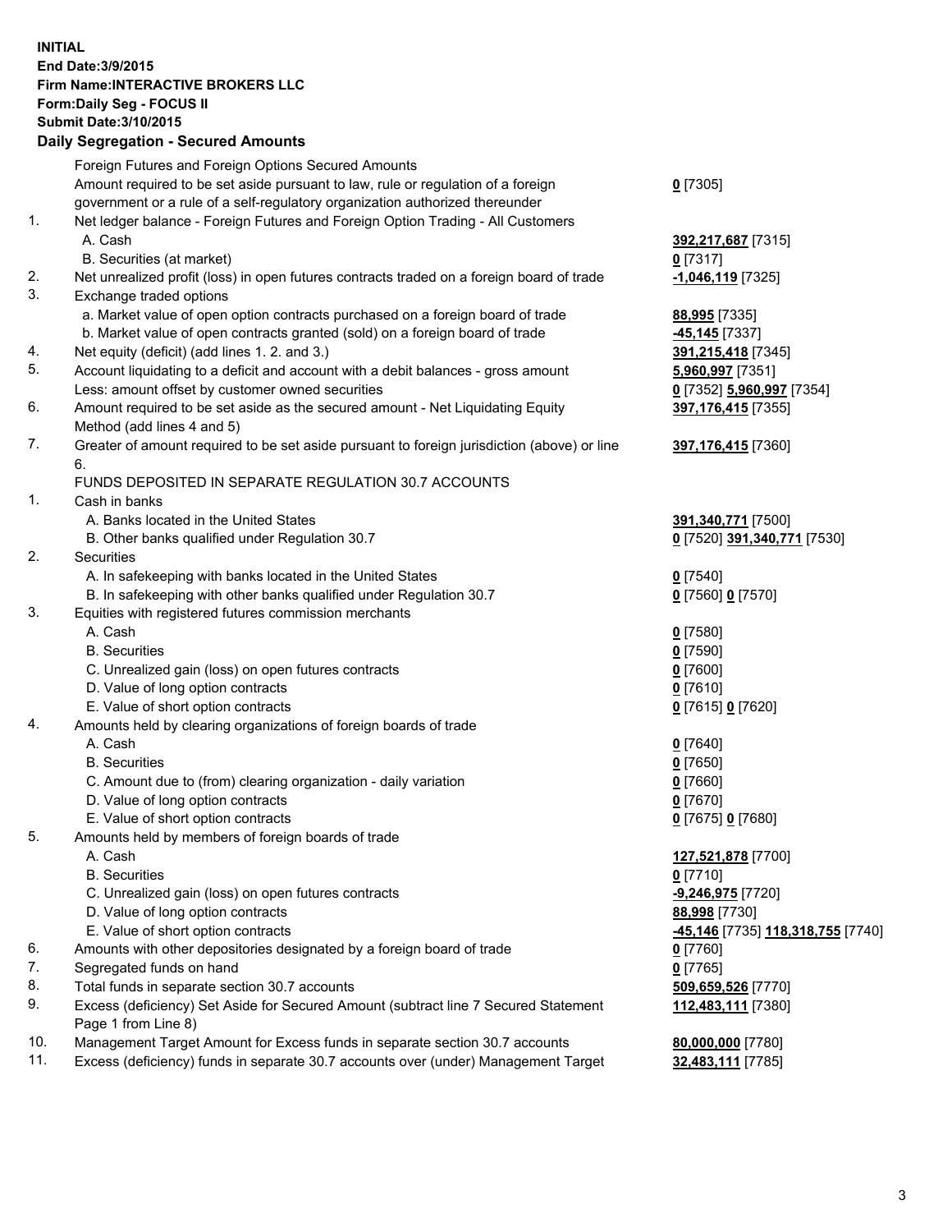**INITIAL**
**End Date:3/9/2015**
**Firm Name:INTERACTIVE BROKERS LLC**
**Form:Daily Seg - FOCUS II**
**Submit Date:3/10/2015**

## Daily Segregation - Secured Amounts

| | | |
|---|---|---|
| | Foreign Futures and Foreign Options Secured Amounts | |
| | Amount required to be set aside pursuant to law, rule or regulation of a foreign government or a rule of a self-regulatory organization authorized thereunder | **0** [7305] |
| 1. | Net ledger balance - Foreign Futures and Foreign Option Trading - All Customers | |
| | A. Cash | **392,217,687** [7315] |
| | B. Securities (at market) | **0** [7317] |
| 2. | Net unrealized profit (loss) in open futures contracts traded on a foreign board of trade | **-1,046,119** [7325] |
| 3. | Exchange traded options | |
| | a. Market value of open option contracts purchased on a foreign board of trade | **88,995** [7335] |
| | b. Market value of open contracts granted (sold) on a foreign board of trade | **-45,145** [7337] |
| 4. | Net equity (deficit) (add lines 1. 2. and 3.) | **391,215,418** [7345] |
| 5. | Account liquidating to a deficit and account with a debit balances - gross amount | **5,960,997** [7351] |
| | Less: amount offset by customer owned securities | **0** [7352] **5,960,997** [7354] |
| 6. | Amount required to be set aside as the secured amount - Net Liquidating Equity Method (add lines 4 and 5) | **397,176,415** [7355] |
| 7. | Greater of amount required to be set aside pursuant to foreign jurisdiction (above) or line 6. | **397,176,415** [7360] |
| | FUNDS DEPOSITED IN SEPARATE REGULATION 30.7 ACCOUNTS | |
| 1. | Cash in banks | |
| | A. Banks located in the United States | **391,340,771** [7500] |
| | B. Other banks qualified under Regulation 30.7 | **0** [7520] **391,340,771** [7530] |
| 2. | Securities | |
| | A. In safekeeping with banks located in the United States | **0** [7540] |
| | B. In safekeeping with other banks qualified under Regulation 30.7 | **0** [7560] **0** [7570] |
| 3. | Equities with registered futures commission merchants | |
| | A. Cash | **0** [7580] |
| | B. Securities | **0** [7590] |
| | C. Unrealized gain (loss) on open futures contracts | **0** [7600] |
| | D. Value of long option contracts | **0** [7610] |
| | E. Value of short option contracts | **0** [7615] **0** [7620] |
| 4. | Amounts held by clearing organizations of foreign boards of trade | |
| | A. Cash | **0** [7640] |
| | B. Securities | **0** [7650] |
| | C. Amount due to (from) clearing organization - daily variation | **0** [7660] |
| | D. Value of long option contracts | **0** [7670] |
| | E. Value of short option contracts | **0** [7675] **0** [7680] |
| 5. | Amounts held by members of foreign boards of trade | |
| | A. Cash | **127,521,878** [7700] |
| | B. Securities | **0** [7710] |
| | C. Unrealized gain (loss) on open futures contracts | **-9,246,975** [7720] |
| | D. Value of long option contracts | **88,998** [7730] |
| | E. Value of short option contracts | **-45,146** [7735] **118,318,755** [7740] |
| 6. | Amounts with other depositories designated by a foreign board of trade | **0** [7760] |
| 7. | Segregated funds on hand | **0** [7765] |
| 8. | Total funds in separate section 30.7 accounts | **509,659,526** [7770] |
| 9. | Excess (deficiency) Set Aside for Secured Amount (subtract line 7 Secured Statement Page 1 from Line 8) | **112,483,111** [7380] |
| 10. | Management Target Amount for Excess funds in separate section 30.7 accounts | **80,000,000** [7780] |
| 11. | Excess (deficiency) funds in separate 30.7 accounts over (under) Management Target | **32,483,111** [7785] |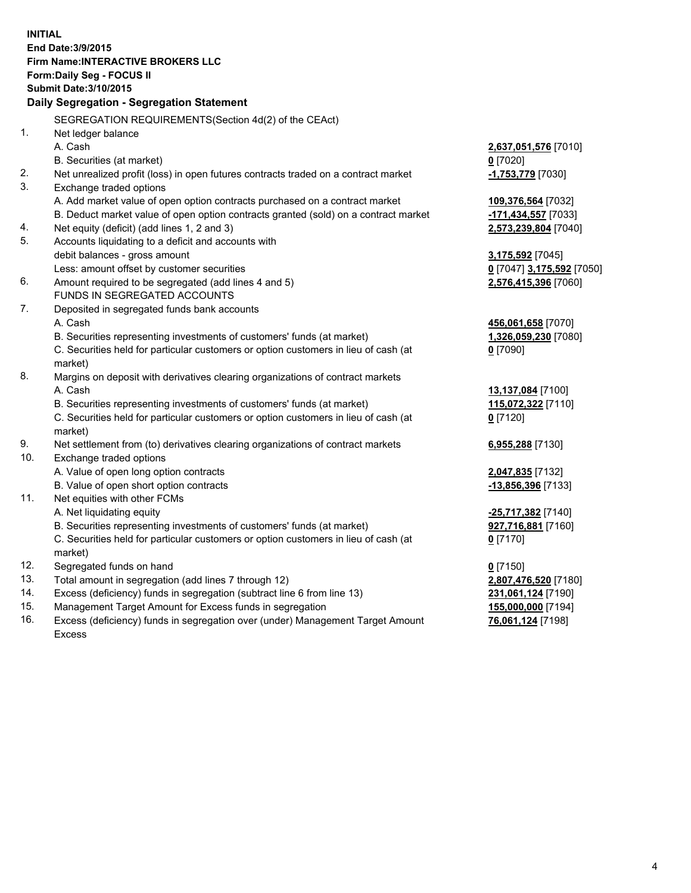**INITIAL**
**End Date:3/9/2015**
**Firm Name:INTERACTIVE BROKERS LLC**
**Form:Daily Seg - FOCUS II**
**Submit Date:3/10/2015**

**Daily Segregation - Segregation Statement**

| | | |
|---|---|---|
| | SEGREGATION REQUIREMENTS(Section 4d(2) of the CEAct) | |
| 1. | Net ledger balance | |
| | A. Cash | **2,637,051,576** [7010] |
| | B. Securities (at market) | **0** [7020] |
| 2. | Net unrealized profit (loss) in open futures contracts traded on a contract market | **-1,753,779** [7030] |
| 3. | Exchange traded options | |
| | A. Add market value of open option contracts purchased on a contract market | **109,376,564** [7032] |
| | B. Deduct market value of open option contracts granted (sold) on a contract market | **-171,434,557** [7033] |
| 4. | Net equity (deficit) (add lines 1, 2 and 3) | **2,573,239,804** [7040] |
| 5. | Accounts liquidating to a deficit and accounts with debit balances - gross amount | **3,175,592** [7045] |
| | Less: amount offset by customer securities | **0** [7047] **3,175,592** [7050] |
| 6. | Amount required to be segregated (add lines 4 and 5) | **2,576,415,396** [7060] |
| | FUNDS IN SEGREGATED ACCOUNTS | |
| 7. | Deposited in segregated funds bank accounts | |
| | A. Cash | **456,061,658** [7070] |
| | B. Securities representing investments of customers' funds (at market) | **1,326,059,230** [7080] |
| | C. Securities held for particular customers or option customers in lieu of cash (at market) | **0** [7090] |
| 8. | Margins on deposit with derivatives clearing organizations of contract markets | |
| | A. Cash | **13,137,084** [7100] |
| | B. Securities representing investments of customers' funds (at market) | **115,072,322** [7110] |
| | C. Securities held for particular customers or option customers in lieu of cash (at market) | **0** [7120] |
| 9. | Net settlement from (to) derivatives clearing organizations of contract markets | **6,955,288** [7130] |
| 10. | Exchange traded options | |
| | A. Value of open long option contracts | **2,047,835** [7132] |
| | B. Value of open short option contracts | **-13,856,396** [7133] |
| 11. | Net equities with other FCMs | |
| | A. Net liquidating equity | **-25,717,382** [7140] |
| | B. Securities representing investments of customers' funds (at market) | **927,716,881** [7160] |
| | C. Securities held for particular customers or option customers in lieu of cash (at market) | **0** [7170] |
| 12. | Segregated funds on hand | **0** [7150] |
| 13. | Total amount in segregation (add lines 7 through 12) | **2,807,476,520** [7180] |
| 14. | Excess (deficiency) funds in segregation (subtract line 6 from line 13) | **231,061,124** [7190] |
| 15. | Management Target Amount for Excess funds in segregation | **155,000,000** [7194] |
| 16. | Excess (deficiency) funds in segregation over (under) Management Target Amount Excess | **76,061,124** [7198] |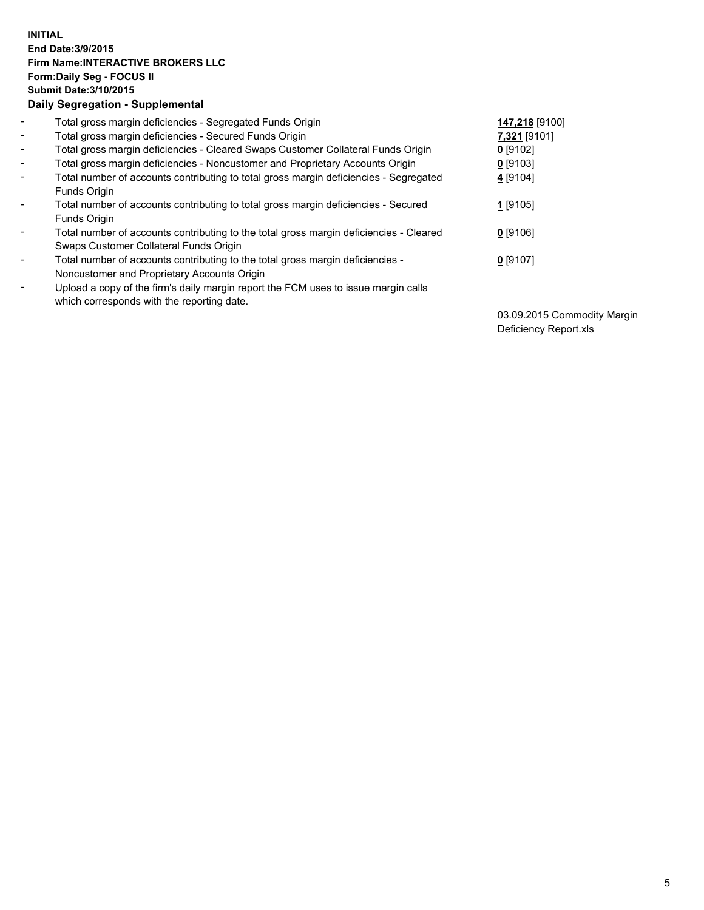**INITIAL**
**End Date:3/9/2015**
**Firm Name:INTERACTIVE BROKERS LLC**
**Form:Daily Seg - FOCUS II**
**Submit Date:3/10/2015**
**Daily Segregation - Supplemental**

- Total gross margin deficiencies - Segregated Funds Origin **147,218** [9100]
- Total gross margin deficiencies - Secured Funds Origin **7,321** [9101]
- Total gross margin deficiencies - Cleared Swaps Customer Collateral Funds Origin **0** [9102]
- Total gross margin deficiencies - Noncustomer and Proprietary Accounts Origin **0** [9103]
- Total number of accounts contributing to total gross margin deficiencies - Segregated Funds Origin **4** [9104]
- Total number of accounts contributing to total gross margin deficiencies - Secured Funds Origin **1** [9105]
- Total number of accounts contributing to the total gross margin deficiencies - Cleared Swaps Customer Collateral Funds Origin **0** [9106]
- Total number of accounts contributing to the total gross margin deficiencies - Noncustomer and Proprietary Accounts Origin **0** [9107]
- Upload a copy of the firm's daily margin report the FCM uses to issue margin calls which corresponds with the reporting date.

03.09.2015 Commodity Margin Deficiency Report.xls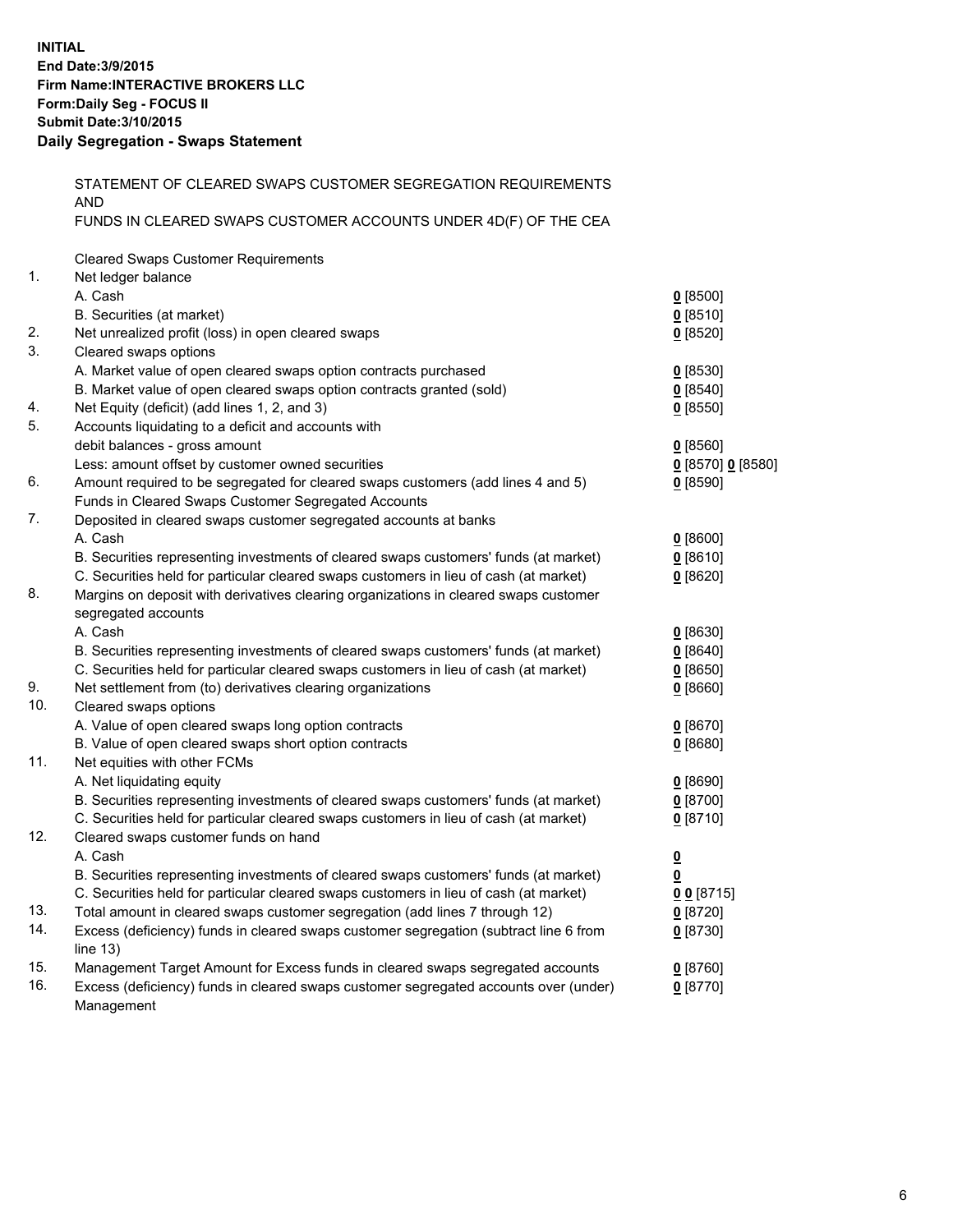**INITIAL**
**End Date:3/9/2015**
**Firm Name:INTERACTIVE BROKERS LLC**
**Form:Daily Seg - FOCUS II**
**Submit Date:3/10/2015**
**Daily Segregation - Swaps Statement**

STATEMENT OF CLEARED SWAPS CUSTOMER SEGREGATION REQUIREMENTS AND FUNDS IN CLEARED SWAPS CUSTOMER ACCOUNTS UNDER 4D(F) OF THE CEA

| | | |
|---|---|---|
| | Cleared Swaps Customer Requirements | |
| 1. | Net ledger balance | |
| | A. Cash | 0 [8500] |
| | B. Securities (at market) | 0 [8510] |
| 2. | Net unrealized profit (loss) in open cleared swaps | 0 [8520] |
| 3. | Cleared swaps options | |
| | A. Market value of open cleared swaps option contracts purchased | 0 [8530] |
| | B. Market value of open cleared swaps option contracts granted (sold) | 0 [8540] |
| 4. | Net Equity (deficit) (add lines 1, 2, and 3) | 0 [8550] |
| 5. | Accounts liquidating to a deficit and accounts with debit balances - gross amount | 0 [8560] |
| | Less: amount offset by customer owned securities | 0 [8570] 0 [8580] |
| 6. | Amount required to be segregated for cleared swaps customers (add lines 4 and 5) | 0 [8590] |
| | Funds in Cleared Swaps Customer Segregated Accounts | |
| 7. | Deposited in cleared swaps customer segregated accounts at banks | |
| | A. Cash | 0 [8600] |
| | B. Securities representing investments of cleared swaps customers' funds (at market) | 0 [8610] |
| | C. Securities held for particular cleared swaps customers in lieu of cash (at market) | 0 [8620] |
| 8. | Margins on deposit with derivatives clearing organizations in cleared swaps customer segregated accounts | |
| | A. Cash | 0 [8630] |
| | B. Securities representing investments of cleared swaps customers' funds (at market) | 0 [8640] |
| | C. Securities held for particular cleared swaps customers in lieu of cash (at market) | 0 [8650] |
| 9. | Net settlement from (to) derivatives clearing organizations | 0 [8660] |
| 10. | Cleared swaps options | |
| | A. Value of open cleared swaps long option contracts | 0 [8670] |
| | B. Value of open cleared swaps short option contracts | 0 [8680] |
| 11. | Net equities with other FCMs | |
| | A. Net liquidating equity | 0 [8690] |
| | B. Securities representing investments of cleared swaps customers' funds (at market) | 0 [8700] |
| | C. Securities held for particular cleared swaps customers in lieu of cash (at market) | 0 [8710] |
| 12. | Cleared swaps customer funds on hand | |
| | A. Cash | 0 |
| | B. Securities representing investments of cleared swaps customers' funds (at market) | 0 |
| | C. Securities held for particular cleared swaps customers in lieu of cash (at market) | 0 0 [8715] |
| 13. | Total amount in cleared swaps customer segregation (add lines 7 through 12) | 0 [8720] |
| 14. | Excess (deficiency) funds in cleared swaps customer segregation (subtract line 6 from line 13) | 0 [8730] |
| 15. | Management Target Amount for Excess funds in cleared swaps segregated accounts | 0 [8760] |
| 16. | Excess (deficiency) funds in cleared swaps customer segregated accounts over (under) Management | 0 [8770] |